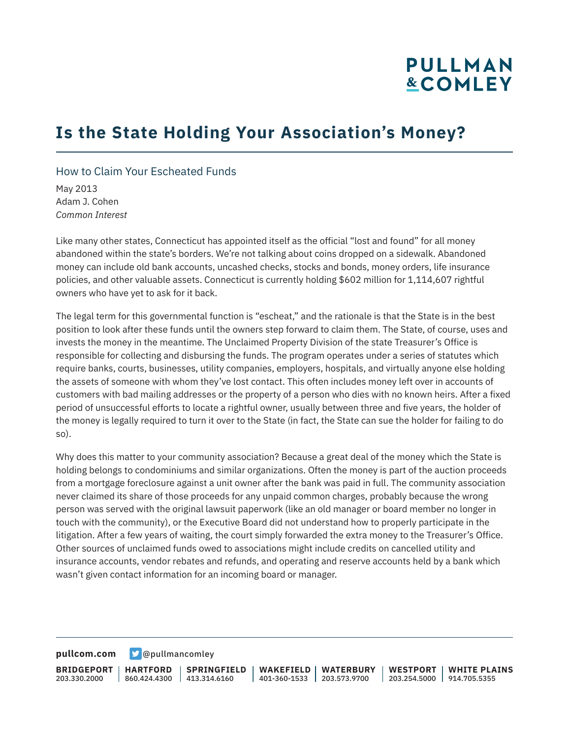# Is the State Holding Your Association's Money?

## How to Claim Your Escheated Funds

May 2013
Adam J. Cohen
*Common Interest*

Like many other states, Connecticut has appointed itself as the official "lost and found" for all money abandoned within the state's borders. We're not talking about coins dropped on a sidewalk. Abandoned money can include old bank accounts, uncashed checks, stocks and bonds, money orders, life insurance policies, and other valuable assets. Connecticut is currently holding $602 million for 1,114,607 rightful owners who have yet to ask for it back.

The legal term for this governmental function is "escheat," and the rationale is that the State is in the best position to look after these funds until the owners step forward to claim them. The State, of course, uses and invests the money in the meantime. The Unclaimed Property Division of the state Treasurer's Office is responsible for collecting and disbursing the funds. The program operates under a series of statutes which require banks, courts, businesses, utility companies, employers, hospitals, and virtually anyone else holding the assets of someone with whom they've lost contact. This often includes money left over in accounts of customers with bad mailing addresses or the property of a person who dies with no known heirs. After a fixed period of unsuccessful efforts to locate a rightful owner, usually between three and five years, the holder of the money is legally required to turn it over to the State (in fact, the State can sue the holder for failing to do so).

Why does this matter to your community association? Because a great deal of the money which the State is holding belongs to condominiums and similar organizations. Often the money is part of the auction proceeds from a mortgage foreclosure against a unit owner after the bank was paid in full. The community association never claimed its share of those proceeds for any unpaid common charges, probably because the wrong person was served with the original lawsuit paperwork (like an old manager or board member no longer in touch with the community), or the Executive Board did not understand how to properly participate in the litigation. After a few years of waiting, the court simply forwarded the extra money to the Treasurer's Office. Other sources of unclaimed funds owed to associations might include credits on cancelled utility and insurance accounts, vendor rebates and refunds, and operating and reserve accounts held by a bank which wasn't given contact information for an incoming board or manager.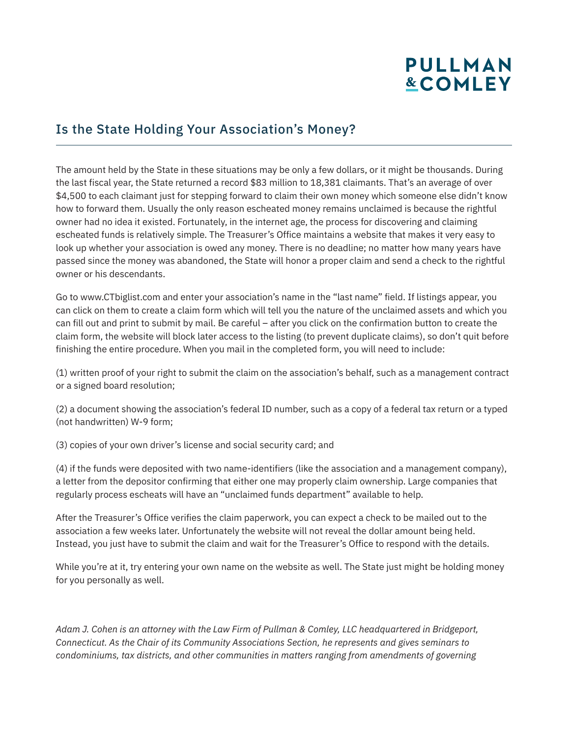## Is the State Holding Your Association's Money?

The amount held by the State in these situations may be only a few dollars, or it might be thousands. During the last fiscal year, the State returned a record $83 million to 18,381 claimants. That's an average of over $4,500 to each claimant just for stepping forward to claim their own money which someone else didn't know how to forward them. Usually the only reason escheated money remains unclaimed is because the rightful owner had no idea it existed. Fortunately, in the internet age, the process for discovering and claiming escheated funds is relatively simple. The Treasurer's Office maintains a website that makes it very easy to look up whether your association is owed any money. There is no deadline; no matter how many years have passed since the money was abandoned, the State will honor a proper claim and send a check to the rightful owner or his descendants.

Go to www.CTbiglist.com and enter your association's name in the "last name" field. If listings appear, you can click on them to create a claim form which will tell you the nature of the unclaimed assets and which you can fill out and print to submit by mail. Be careful – after you click on the confirmation button to create the claim form, the website will block later access to the listing (to prevent duplicate claims), so don't quit before finishing the entire procedure. When you mail in the completed form, you will need to include:

(1) written proof of your right to submit the claim on the association's behalf, such as a management contract or a signed board resolution;

(2) a document showing the association's federal ID number, such as a copy of a federal tax return or a typed (not handwritten) W-9 form;

(3) copies of your own driver's license and social security card; and

(4) if the funds were deposited with two name-identifiers (like the association and a management company), a letter from the depositor confirming that either one may properly claim ownership. Large companies that regularly process escheats will have an "unclaimed funds department" available to help.

After the Treasurer's Office verifies the claim paperwork, you can expect a check to be mailed out to the association a few weeks later. Unfortunately the website will not reveal the dollar amount being held. Instead, you just have to submit the claim and wait for the Treasurer's Office to respond with the details.

While you're at it, try entering your own name on the website as well. The State just might be holding money for you personally as well.

*Adam J. Cohen is an attorney with the Law Firm of Pullman & Comley, LLC headquartered in Bridgeport, Connecticut. As the Chair of its Community Associations Section, he represents and gives seminars to condominiums, tax districts, and other communities in matters ranging from amendments of governing*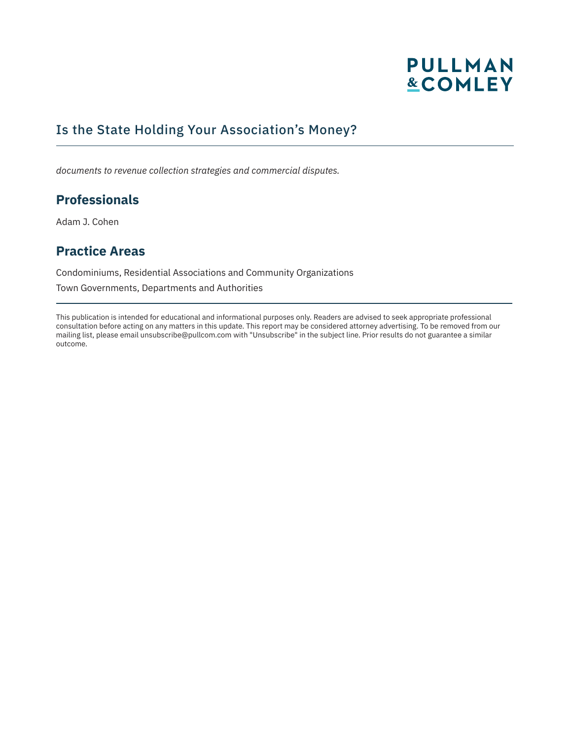## Is the State Holding Your Association's Money?

*documents to revenue collection strategies and commercial disputes.*

## Professionals

Adam J. Cohen

## Practice Areas

Condominiums, Residential Associations and Community Organizations

Town Governments, Departments and Authorities

This publication is intended for educational and informational purposes only. Readers are advised to seek appropriate professional consultation before acting on any matters in this update. This report may be considered attorney advertising. To be removed from our mailing list, please email unsubscribe@pullcom.com with "Unsubscribe" in the subject line. Prior results do not guarantee a similar outcome.